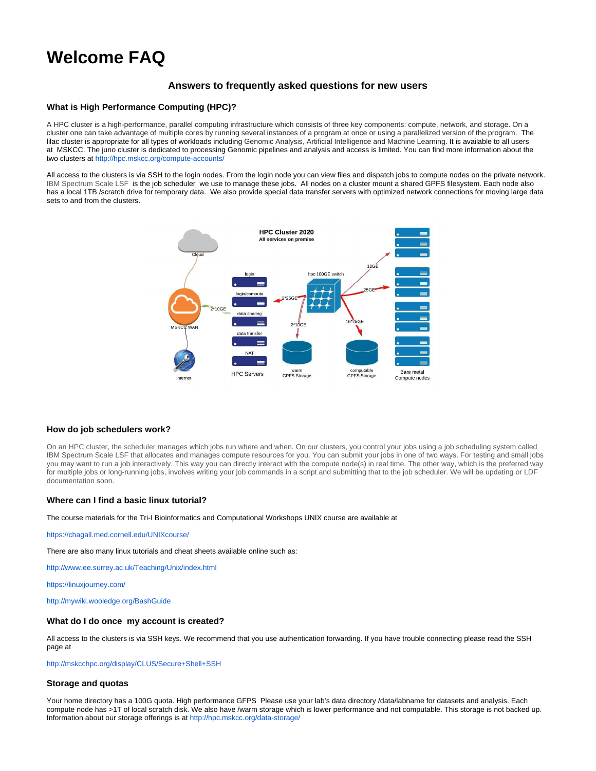# Welcome FAQ

### Answers to frequently asked questions for new users

## What is High Performance Computing (HPC)?

A HPC cluster is a high-performance, parallel computing infrastructure which consists of three key components: compute, network, and storage. On a cluster one can take advantage of multiple cores by running several instances of a program at once or using a parallelized version of the program. The lilac cluster is appropriate for all types of workloads including Genomic Analysis, Artificial Intelligence and Machine Learning. It is available to all users at MSKCC. The juno cluster is dedicated to processing Genomic pipelines and analysis and access is limited. You can find more information about the two clusters at http://hpc.mskcc.org/compute-accounts/

All access to the clusters is via SSH to the login nodes. From the login node you can view files and dispatch jobs to compute nodes on the private network. IBM Spectrum Scale LSF is the job scheduler we use to manage these jobs. All nodes on a cluster mount a shared GPFS filesystem. Each node also has a local 1TB /scratch drive for temporary data. We also provide special data transfer servers with optimized network connections for moving large data sets to and from the clusters.

## How do job schedulers work?

On an HPC cluster, the scheduler manages which jobs run where and when. On our clusters, you control your jobs using a job scheduling system called IBM Spectrum Scale LSF that allocates and manages compute resources for you. You can submit your jobs in one of two ways. For testing and small jobs you may want to run a job interactively. This way you can directly interact with the compute node(s) in real time. The other way, which is the preferred way for multiple jobs or long-running jobs, involves writing your job commands in a script and submitting that to the job scheduler. We will be updating or LDF documentation soon.

## Where can I find a basic linux tutorial?

The course materials for the Tri-I Bioinformatics and Computational Workshops UNIX course are available at

https://chagall.med.cornell.edu/UNIXcourse/

There are also many linux tutorials and cheat sheets available online such as:

http://www.ee.surrey.ac.uk/Teaching/Unix/index.html

https://linuxjourney.com/

http://mywiki.wooledge.org/BashGuide

## What do I do once my account is created?

All access to the clusters is via SSH keys. We recommend that you use authentication forwarding. If you have trouble connecting please read the SSH page at

http://mskcchpc.org/display/CLUS/Secure+Shell+SSH

## Storage and quotas

Your home directory has a 100G quota. High performance GFPS Please use your lab's data directory /data/labname for datasets and analysis. Each compute node has >1T of local scratch disk. We also have /warm storage which is lower performance and not computable. This storage is not backed up. Information about our storage offerings is at http://hpc.mskcc.org/data-storage/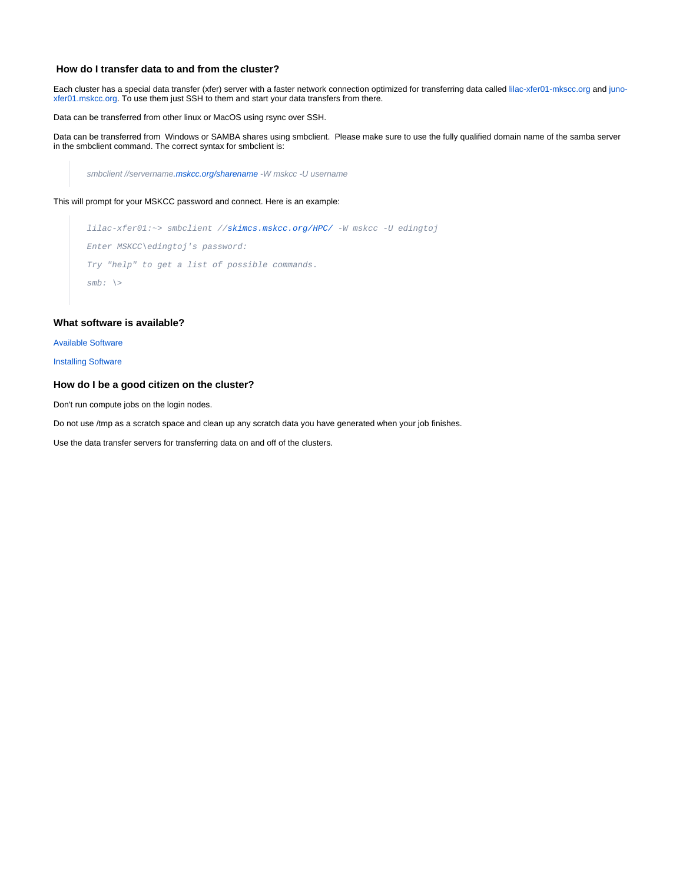### How do I transfer data to and from the cluster?

Each cluster has a special data transfer (xfer) server with a faster network connection optimized for transferring data called lilac-xfer01-mkscc.org and juno-xfer01.mskcc.org. To use them just SSH to them and start your data transfers from there.

Data can be transferred from other linux or MacOS using rsync over SSH.

Data can be transferred from  Windows or SAMBA shares using smbclient.  Please make sure to use the fully qualified domain name of the samba server in the smbclient command. The correct syntax for smbclient is:

> *smbclient //servername.mskcc.org/sharename -W mskcc -U username*

This will prompt for your MSKCC password and connect. Here is an example:

```
lilac-xfer01:~> smbclient //skimcs.mskcc.org/HPC/ -W mskcc -U edingtoj
Enter MSKCC\edingtoj's password:
Try "help" to get a list of possible commands.
smb: \>
```

### What software is available?

Available Software

Installing Software

### How do I be a good citizen on the cluster?

Don't run compute jobs on the login nodes.

Do not use /tmp as a scratch space and clean up any scratch data you have generated when your job finishes.

Use the data transfer servers for transferring data on and off of the clusters.